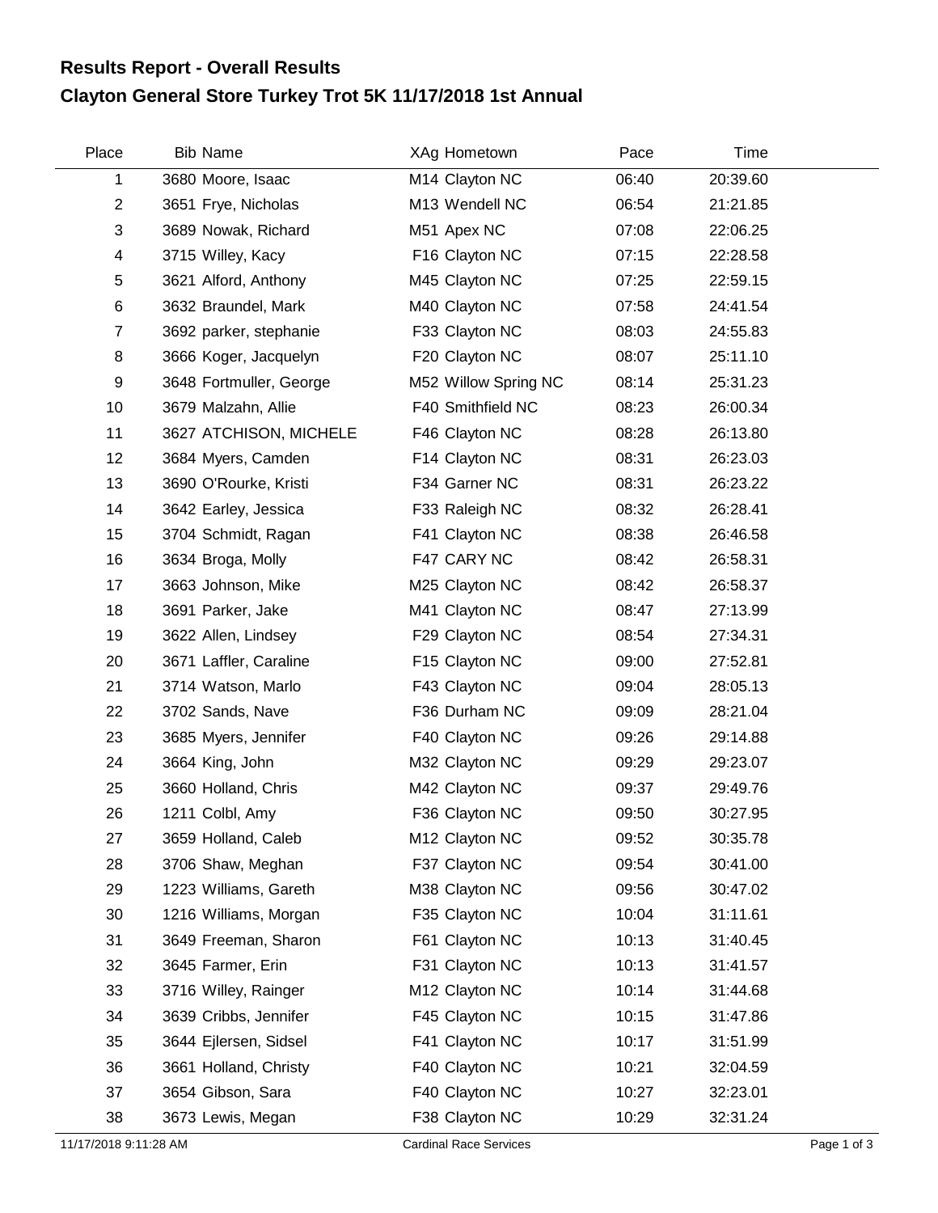# Results Report - Overall Results

## Clayton General Store Turkey Trot 5K 11/17/2018 1st Annual

| Place | Bib | Name | XAg | Hometown | Pace | Time |
|---|---|---|---|---|---|---|
| 1 | 3680 | Moore, Isaac | M14 | Clayton NC | 06:40 | 20:39.60 |
| 2 | 3651 | Frye, Nicholas | M13 | Wendell NC | 06:54 | 21:21.85 |
| 3 | 3689 | Nowak, Richard | M51 | Apex NC | 07:08 | 22:06.25 |
| 4 | 3715 | Willey, Kacy | F16 | Clayton NC | 07:15 | 22:28.58 |
| 5 | 3621 | Alford, Anthony | M45 | Clayton NC | 07:25 | 22:59.15 |
| 6 | 3632 | Braundel, Mark | M40 | Clayton NC | 07:58 | 24:41.54 |
| 7 | 3692 | parker, stephanie | F33 | Clayton NC | 08:03 | 24:55.83 |
| 8 | 3666 | Koger, Jacquelyn | F20 | Clayton NC | 08:07 | 25:11.10 |
| 9 | 3648 | Fortmuller, George | M52 | Willow Spring NC | 08:14 | 25:31.23 |
| 10 | 3679 | Malzahn, Allie | F40 | Smithfield NC | 08:23 | 26:00.34 |
| 11 | 3627 | ATCHISON, MICHELE | F46 | Clayton NC | 08:28 | 26:13.80 |
| 12 | 3684 | Myers, Camden | F14 | Clayton NC | 08:31 | 26:23.03 |
| 13 | 3690 | O'Rourke, Kristi | F34 | Garner NC | 08:31 | 26:23.22 |
| 14 | 3642 | Earley, Jessica | F33 | Raleigh NC | 08:32 | 26:28.41 |
| 15 | 3704 | Schmidt, Ragan | F41 | Clayton NC | 08:38 | 26:46.58 |
| 16 | 3634 | Broga, Molly | F47 | CARY NC | 08:42 | 26:58.31 |
| 17 | 3663 | Johnson, Mike | M25 | Clayton NC | 08:42 | 26:58.37 |
| 18 | 3691 | Parker, Jake | M41 | Clayton NC | 08:47 | 27:13.99 |
| 19 | 3622 | Allen, Lindsey | F29 | Clayton NC | 08:54 | 27:34.31 |
| 20 | 3671 | Laffler, Caraline | F15 | Clayton NC | 09:00 | 27:52.81 |
| 21 | 3714 | Watson, Marlo | F43 | Clayton NC | 09:04 | 28:05.13 |
| 22 | 3702 | Sands, Nave | F36 | Durham NC | 09:09 | 28:21.04 |
| 23 | 3685 | Myers, Jennifer | F40 | Clayton NC | 09:26 | 29:14.88 |
| 24 | 3664 | King, John | M32 | Clayton NC | 09:29 | 29:23.07 |
| 25 | 3660 | Holland, Chris | M42 | Clayton NC | 09:37 | 29:49.76 |
| 26 | 1211 | Colbl, Amy | F36 | Clayton NC | 09:50 | 30:27.95 |
| 27 | 3659 | Holland, Caleb | M12 | Clayton NC | 09:52 | 30:35.78 |
| 28 | 3706 | Shaw, Meghan | F37 | Clayton NC | 09:54 | 30:41.00 |
| 29 | 1223 | Williams, Gareth | M38 | Clayton NC | 09:56 | 30:47.02 |
| 30 | 1216 | Williams, Morgan | F35 | Clayton NC | 10:04 | 31:11.61 |
| 31 | 3649 | Freeman, Sharon | F61 | Clayton NC | 10:13 | 31:40.45 |
| 32 | 3645 | Farmer, Erin | F31 | Clayton NC | 10:13 | 31:41.57 |
| 33 | 3716 | Willey, Rainger | M12 | Clayton NC | 10:14 | 31:44.68 |
| 34 | 3639 | Cribbs, Jennifer | F45 | Clayton NC | 10:15 | 31:47.86 |
| 35 | 3644 | Ejlersen, Sidsel | F41 | Clayton NC | 10:17 | 31:51.99 |
| 36 | 3661 | Holland, Christy | F40 | Clayton NC | 10:21 | 32:04.59 |
| 37 | 3654 | Gibson, Sara | F40 | Clayton NC | 10:27 | 32:23.01 |
| 38 | 3673 | Lewis, Megan | F38 | Clayton NC | 10:29 | 32:31.24 |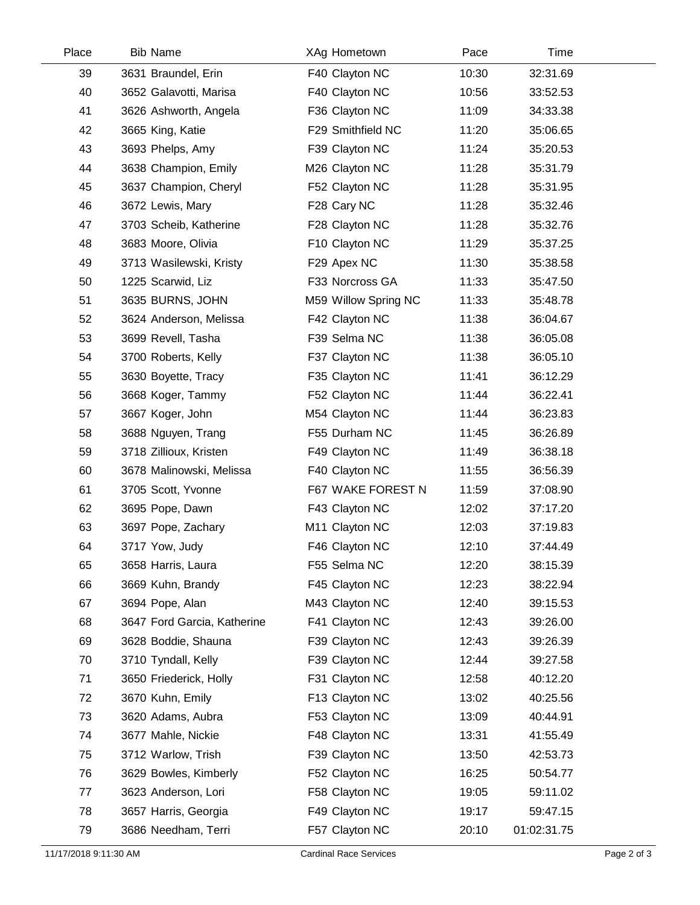| Place | Bib | Name | XAg | Hometown | Pace | Time |
|---|---|---|---|---|---|---|
| 39 | 3631 | Braundel, Erin | F40 | Clayton NC | 10:30 | 32:31.69 |
| 40 | 3652 | Galavotti, Marisa | F40 | Clayton NC | 10:56 | 33:52.53 |
| 41 | 3626 | Ashworth, Angela | F36 | Clayton NC | 11:09 | 34:33.38 |
| 42 | 3665 | King, Katie | F29 | Smithfield NC | 11:20 | 35:06.65 |
| 43 | 3693 | Phelps, Amy | F39 | Clayton NC | 11:24 | 35:20.53 |
| 44 | 3638 | Champion, Emily | M26 | Clayton NC | 11:28 | 35:31.79 |
| 45 | 3637 | Champion, Cheryl | F52 | Clayton NC | 11:28 | 35:31.95 |
| 46 | 3672 | Lewis, Mary | F28 | Cary NC | 11:28 | 35:32.46 |
| 47 | 3703 | Scheib, Katherine | F28 | Clayton NC | 11:28 | 35:32.76 |
| 48 | 3683 | Moore, Olivia | F10 | Clayton NC | 11:29 | 35:37.25 |
| 49 | 3713 | Wasilewski, Kristy | F29 | Apex NC | 11:30 | 35:38.58 |
| 50 | 1225 | Scarwid, Liz | F33 | Norcross GA | 11:33 | 35:47.50 |
| 51 | 3635 | BURNS, JOHN | M59 | Willow Spring NC | 11:33 | 35:48.78 |
| 52 | 3624 | Anderson, Melissa | F42 | Clayton NC | 11:38 | 36:04.67 |
| 53 | 3699 | Revell, Tasha | F39 | Selma NC | 11:38 | 36:05.08 |
| 54 | 3700 | Roberts, Kelly | F37 | Clayton NC | 11:38 | 36:05.10 |
| 55 | 3630 | Boyette, Tracy | F35 | Clayton NC | 11:41 | 36:12.29 |
| 56 | 3668 | Koger, Tammy | F52 | Clayton NC | 11:44 | 36:22.41 |
| 57 | 3667 | Koger, John | M54 | Clayton NC | 11:44 | 36:23.83 |
| 58 | 3688 | Nguyen, Trang | F55 | Durham NC | 11:45 | 36:26.89 |
| 59 | 3718 | Zillioux, Kristen | F49 | Clayton NC | 11:49 | 36:38.18 |
| 60 | 3678 | Malinowski, Melissa | F40 | Clayton NC | 11:55 | 36:56.39 |
| 61 | 3705 | Scott, Yvonne | F67 | WAKE FOREST N | 11:59 | 37:08.90 |
| 62 | 3695 | Pope, Dawn | F43 | Clayton NC | 12:02 | 37:17.20 |
| 63 | 3697 | Pope, Zachary | M11 | Clayton NC | 12:03 | 37:19.83 |
| 64 | 3717 | Yow, Judy | F46 | Clayton NC | 12:10 | 37:44.49 |
| 65 | 3658 | Harris, Laura | F55 | Selma NC | 12:20 | 38:15.39 |
| 66 | 3669 | Kuhn, Brandy | F45 | Clayton NC | 12:23 | 38:22.94 |
| 67 | 3694 | Pope, Alan | M43 | Clayton NC | 12:40 | 39:15.53 |
| 68 | 3647 | Ford Garcia, Katherine | F41 | Clayton NC | 12:43 | 39:26.00 |
| 69 | 3628 | Boddie, Shauna | F39 | Clayton NC | 12:43 | 39:26.39 |
| 70 | 3710 | Tyndall, Kelly | F39 | Clayton NC | 12:44 | 39:27.58 |
| 71 | 3650 | Friederick, Holly | F31 | Clayton NC | 12:58 | 40:12.20 |
| 72 | 3670 | Kuhn, Emily | F13 | Clayton NC | 13:02 | 40:25.56 |
| 73 | 3620 | Adams, Aubra | F53 | Clayton NC | 13:09 | 40:44.91 |
| 74 | 3677 | Mahle, Nickie | F48 | Clayton NC | 13:31 | 41:55.49 |
| 75 | 3712 | Warlow, Trish | F39 | Clayton NC | 13:50 | 42:53.73 |
| 76 | 3629 | Bowles, Kimberly | F52 | Clayton NC | 16:25 | 50:54.77 |
| 77 | 3623 | Anderson, Lori | F58 | Clayton NC | 19:05 | 59:11.02 |
| 78 | 3657 | Harris, Georgia | F49 | Clayton NC | 19:17 | 59:47.15 |
| 79 | 3686 | Needham, Terri | F57 | Clayton NC | 20:10 | 01:02:31.75 |

11/17/2018 9:11:30 AM — Cardinal Race Services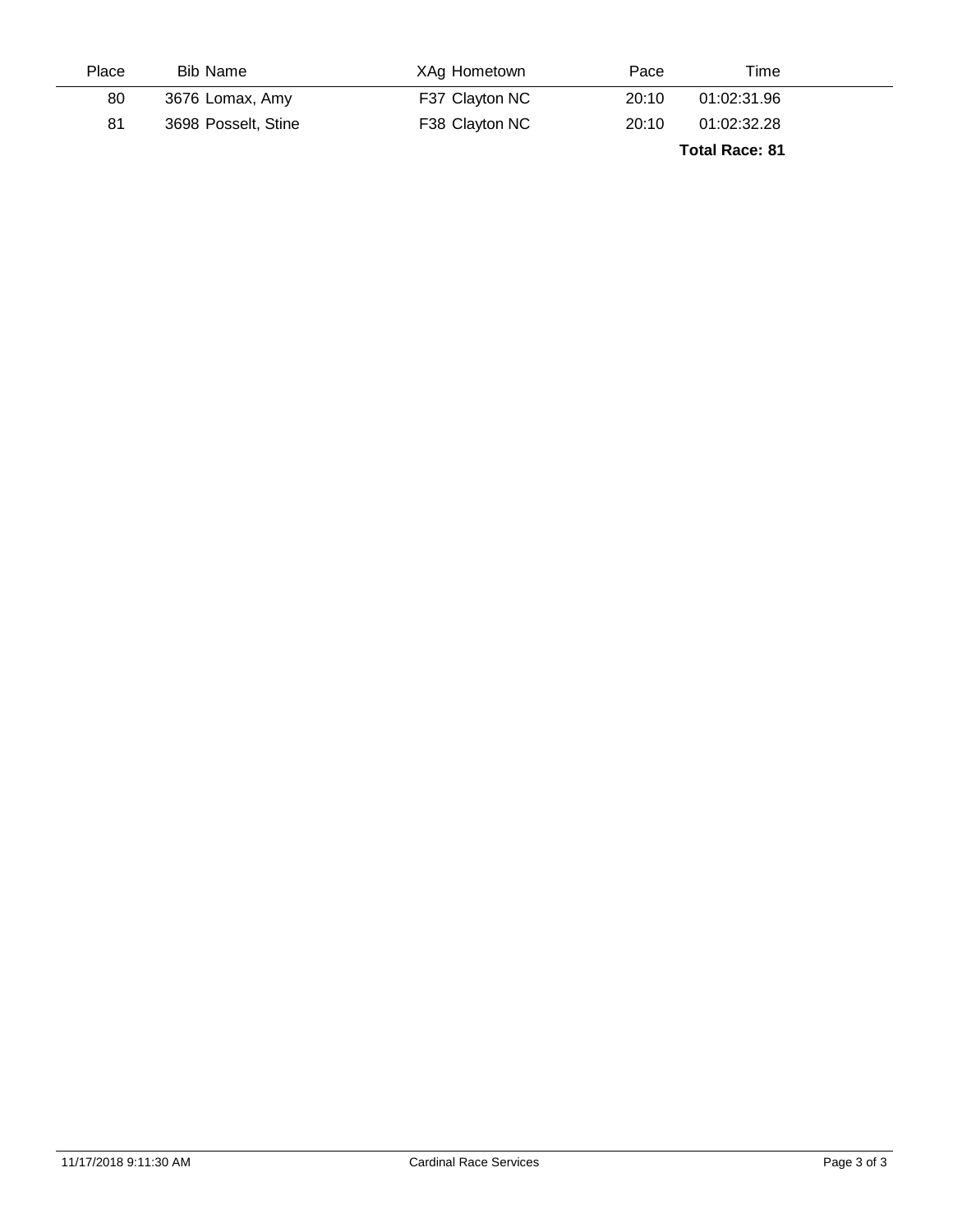| Place | Bib | Name | XAg | Hometown | Pace | Time |
|---|---|---|---|---|---|---|
| 80 | 3676 | Lomax, Amy | F37 | Clayton NC | 20:10 | 01:02:31.96 |
| 81 | 3698 | Posselt, Stine | F38 | Clayton NC | 20:10 | 01:02:32.28 |

**Total Race: 81**